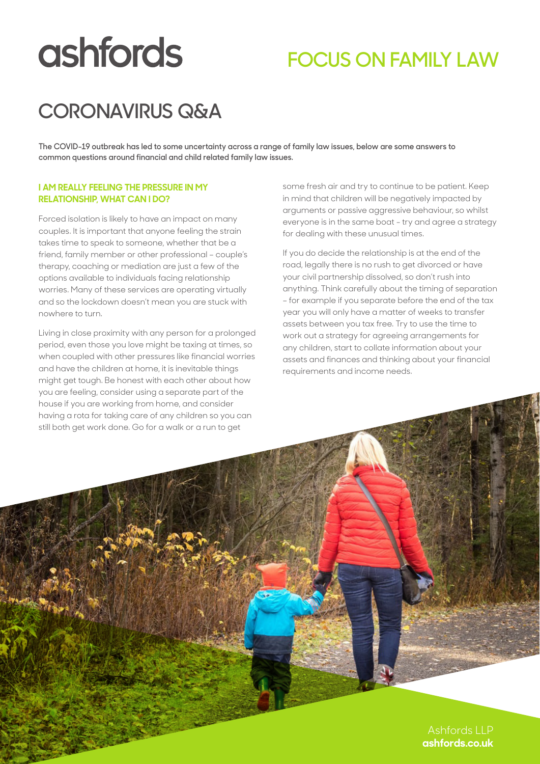# ashfords

## FOCUS ON FAMILY LAW

# CORONAVIRUS Q&A

**The COVID-19 outbreak has led to some uncertainty across a range of family law issues, below are some answers to common questions around financial and child related family law issues.**

### I AM REALLY FEELING THE PRESSURE IN MY RELATIONSHIP, WHAT CAN I DO?

Forced isolation is likely to have an impact on many couples. It is important that anyone feeling the strain takes time to speak to someone, whether that be a friend, family member or other professional – couple's therapy, coaching or mediation are just a few of the options available to individuals facing relationship worries. Many of these services are operating virtually and so the lockdown doesn't mean you are stuck with nowhere to turn.

Living in close proximity with any person for a prolonged period, even those you love might be taxing at times, so when coupled with other pressures like financial worries and have the children at home, it is inevitable things might get tough. Be honest with each other about how you are feeling, consider using a separate part of the house if you are working from home, and consider having a rota for taking care of any children so you can still both get work done. Go for a walk or a run to get some fresh air and try to continue to be patient. Keep in mind that children will be negatively impacted by arguments or passive aggressive behaviour, so whilst everyone is in the same boat - try and agree a strategy for dealing with these unusual times.

If you do decide the relationship is at the end of the road, legally there is no rush to get divorced or have your civil partnership dissolved, so don't rush into anything. Think carefully about the timing of separation – for example if you separate before the end of the tax year you will only have a matter of weeks to transfer assets between you tax free. Try to use the time to work out a strategy for agreeing arrangements for any children, start to collate information about your assets and finances and thinking about your financial requirements and income needs.

Ashfords LLP
**ashfords.co.uk**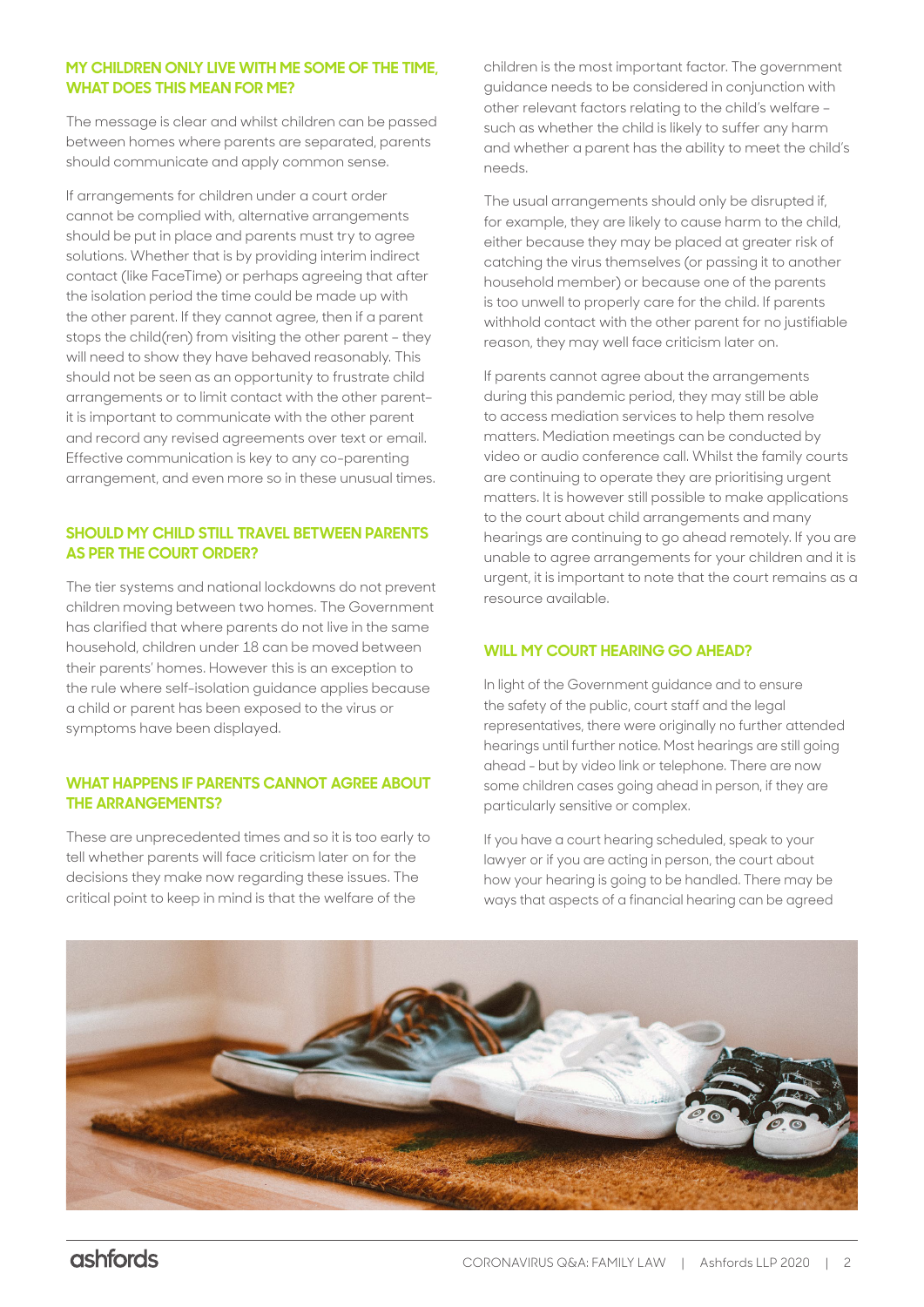## MY CHILDREN ONLY LIVE WITH ME SOME OF THE TIME, WHAT DOES THIS MEAN FOR ME?

The message is clear and whilst children can be passed between homes where parents are separated, parents should communicate and apply common sense.

If arrangements for children under a court order cannot be complied with, alternative arrangements should be put in place and parents must try to agree solutions. Whether that is by providing interim indirect contact (like FaceTime) or perhaps agreeing that after the isolation period the time could be made up with the other parent. If they cannot agree, then if a parent stops the child(ren) from visiting the other parent - they will need to show they have behaved reasonably. This should not be seen as an opportunity to frustrate child arrangements or to limit contact with the other parent- it is important to communicate with the other parent and record any revised agreements over text or email. Effective communication is key to any co-parenting arrangement, and even more so in these unusual times.

## SHOULD MY CHILD STILL TRAVEL BETWEEN PARENTS AS PER THE COURT ORDER?

The tier systems and national lockdowns do not prevent children moving between two homes. The Government has clarified that where parents do not live in the same household, children under 18 can be moved between their parents' homes. However this is an exception to the rule where self-isolation guidance applies because a child or parent has been exposed to the virus or symptoms have been displayed.

## WHAT HAPPENS IF PARENTS CANNOT AGREE ABOUT THE ARRANGEMENTS?

These are unprecedented times and so it is too early to tell whether parents will face criticism later on for the decisions they make now regarding these issues. The critical point to keep in mind is that the welfare of the children is the most important factor. The government guidance needs to be considered in conjunction with other relevant factors relating to the child's welfare – such as whether the child is likely to suffer any harm and whether a parent has the ability to meet the child's needs.

The usual arrangements should only be disrupted if, for example, they are likely to cause harm to the child, either because they may be placed at greater risk of catching the virus themselves (or passing it to another household member) or because one of the parents is too unwell to properly care for the child. If parents withhold contact with the other parent for no justifiable reason, they may well face criticism later on.

If parents cannot agree about the arrangements during this pandemic period, they may still be able to access mediation services to help them resolve matters. Mediation meetings can be conducted by video or audio conference call. Whilst the family courts are continuing to operate they are prioritising urgent matters. It is however still possible to make applications to the court about child arrangements and many hearings are continuing to go ahead remotely. If you are unable to agree arrangements for your children and it is urgent, it is important to note that the court remains as a resource available.

## WILL MY COURT HEARING GO AHEAD?

In light of the Government guidance and to ensure the safety of the public, court staff and the legal representatives, there were originally no further attended hearings until further notice. Most hearings are still going ahead - but by video link or telephone. There are now some children cases going ahead in person, if they are particularly sensitive or complex.

If you have a court hearing scheduled, speak to your lawyer or if you are acting in person, the court about how your hearing is going to be handled. There may be ways that aspects of a financial hearing can be agreed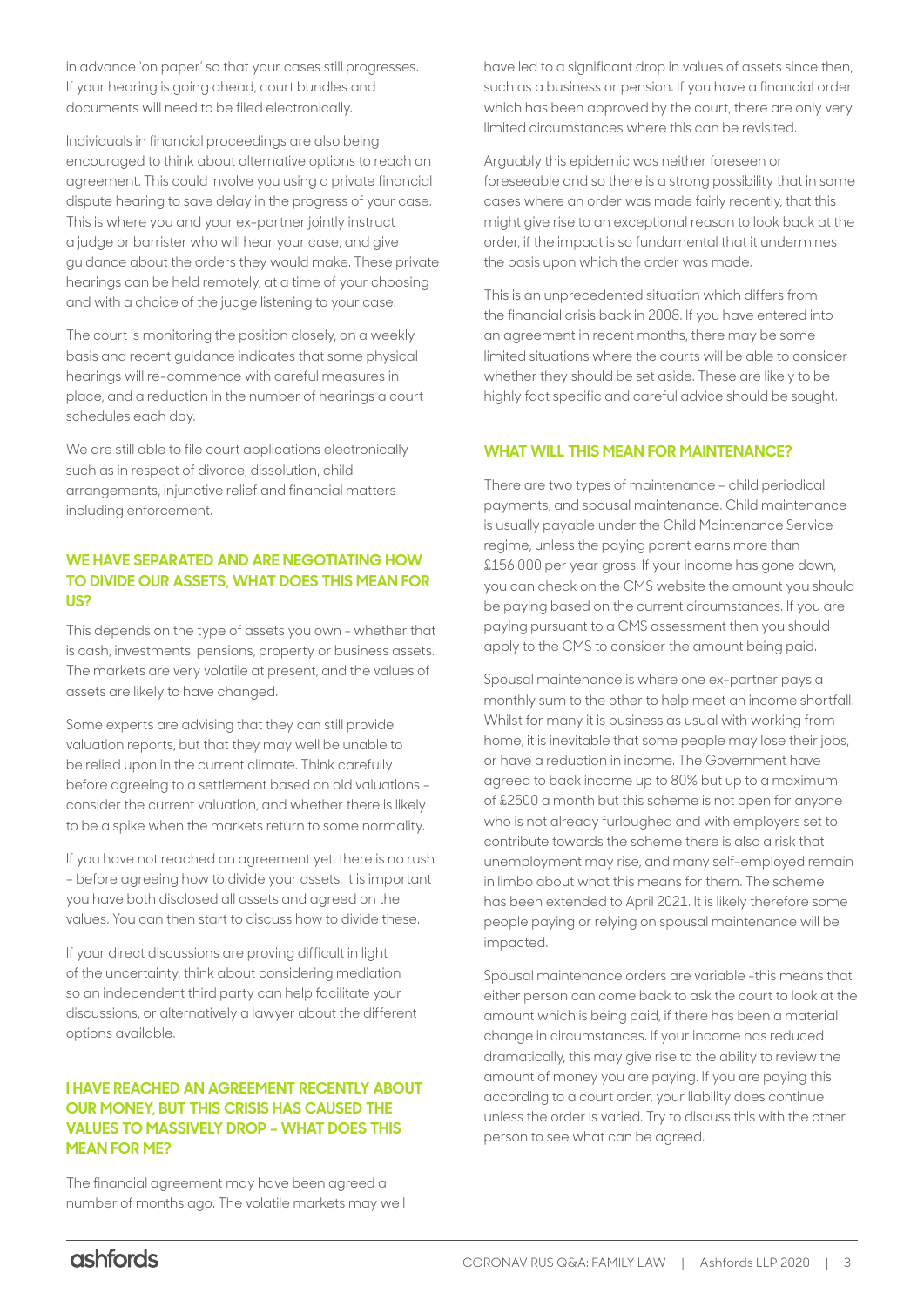in advance 'on paper' so that your cases still progresses. If your hearing is going ahead, court bundles and documents will need to be filed electronically.

Individuals in financial proceedings are also being encouraged to think about alternative options to reach an agreement. This could involve you using a private financial dispute hearing to save delay in the progress of your case. This is where you and your ex-partner jointly instruct a judge or barrister who will hear your case, and give guidance about the orders they would make. These private hearings can be held remotely, at a time of your choosing and with a choice of the judge listening to your case.

The court is monitoring the position closely, on a weekly basis and recent guidance indicates that some physical hearings will re-commence with careful measures in place, and a reduction in the number of hearings a court schedules each day.

We are still able to file court applications electronically such as in respect of divorce, dissolution, child arrangements, injunctive relief and financial matters including enforcement.

### WE HAVE SEPARATED AND ARE NEGOTIATING HOW TO DIVIDE OUR ASSETS, WHAT DOES THIS MEAN FOR US?

This depends on the type of assets you own - whether that is cash, investments, pensions, property or business assets. The markets are very volatile at present, and the values of assets are likely to have changed.

Some experts are advising that they can still provide valuation reports, but that they may well be unable to be relied upon in the current climate. Think carefully before agreeing to a settlement based on old valuations – consider the current valuation, and whether there is likely to be a spike when the markets return to some normality.

If you have not reached an agreement yet, there is no rush – before agreeing how to divide your assets, it is important you have both disclosed all assets and agreed on the values. You can then start to discuss how to divide these.

If your direct discussions are proving difficult in light of the uncertainty, think about considering mediation so an independent third party can help facilitate your discussions, or alternatively a lawyer about the different options available.

### I HAVE REACHED AN AGREEMENT RECENTLY ABOUT OUR MONEY, BUT THIS CRISIS HAS CAUSED THE VALUES TO MASSIVELY DROP – WHAT DOES THIS MEAN FOR ME?

The financial agreement may have been agreed a number of months ago. The volatile markets may well have led to a significant drop in values of assets since then, such as a business or pension. If you have a financial order which has been approved by the court, there are only very limited circumstances where this can be revisited.

Arguably this epidemic was neither foreseen or foreseeable and so there is a strong possibility that in some cases where an order was made fairly recently, that this might give rise to an exceptional reason to look back at the order, if the impact is so fundamental that it undermines the basis upon which the order was made.

This is an unprecedented situation which differs from the financial crisis back in 2008. If you have entered into an agreement in recent months, there may be some limited situations where the courts will be able to consider whether they should be set aside. These are likely to be highly fact specific and careful advice should be sought.

### WHAT WILL THIS MEAN FOR MAINTENANCE?

There are two types of maintenance – child periodical payments, and spousal maintenance. Child maintenance is usually payable under the Child Maintenance Service regime, unless the paying parent earns more than £156,000 per year gross. If your income has gone down, you can check on the CMS website the amount you should be paying based on the current circumstances. If you are paying pursuant to a CMS assessment then you should apply to the CMS to consider the amount being paid.

Spousal maintenance is where one ex-partner pays a monthly sum to the other to help meet an income shortfall. Whilst for many it is business as usual with working from home, it is inevitable that some people may lose their jobs, or have a reduction in income. The Government have agreed to back income up to 80% but up to a maximum of £2500 a month but this scheme is not open for anyone who is not already furloughed and with employers set to contribute towards the scheme there is also a risk that unemployment may rise, and many self-employed remain in limbo about what this means for them. The scheme has been extended to April 2021. It is likely therefore some people paying or relying on spousal maintenance will be impacted.

Spousal maintenance orders are variable -this means that either person can come back to ask the court to look at the amount which is being paid, if there has been a material change in circumstances. If your income has reduced dramatically, this may give rise to the ability to review the amount of money you are paying. If you are paying this according to a court order, your liability does continue unless the order is varied. Try to discuss this with the other person to see what can be agreed.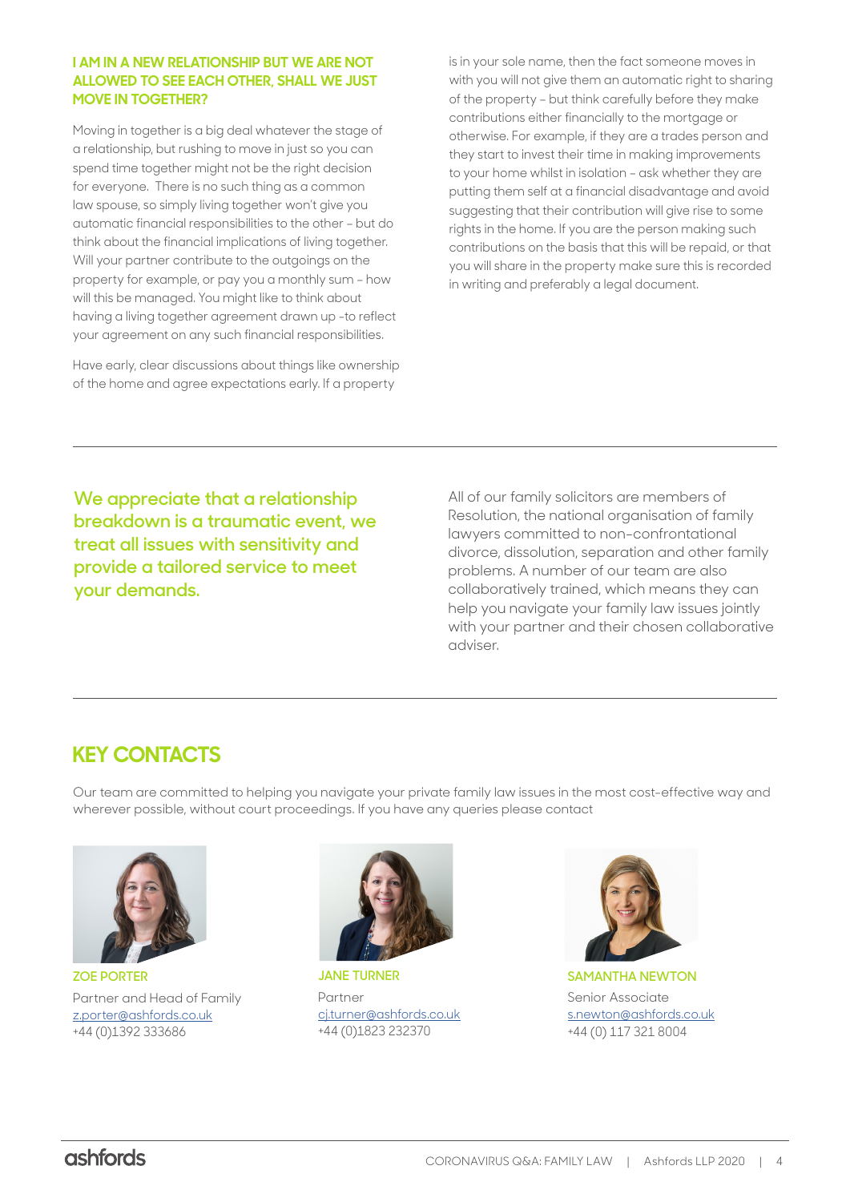### I AM IN A NEW RELATIONSHIP BUT WE ARE NOT ALLOWED TO SEE EACH OTHER, SHALL WE JUST MOVE IN TOGETHER?

Moving in together is a big deal whatever the stage of a relationship, but rushing to move in just so you can spend time together might not be the right decision for everyone. There is no such thing as a common law spouse, so simply living together won't give you automatic financial responsibilities to the other – but do think about the financial implications of living together. Will your partner contribute to the outgoings on the property for example, or pay you a monthly sum – how will this be managed. You might like to think about having a living together agreement drawn up -to reflect your agreement on any such financial responsibilities.

Have early, clear discussions about things like ownership of the home and agree expectations early. If a property is in your sole name, then the fact someone moves in with you will not give them an automatic right to sharing of the property – but think carefully before they make contributions either financially to the mortgage or otherwise. For example, if they are a trades person and they start to invest their time in making improvements to your home whilst in isolation – ask whether they are putting them self at a financial disadvantage and avoid suggesting that their contribution will give rise to some rights in the home. If you are the person making such contributions on the basis that this will be repaid, or that you will share in the property make sure this is recorded in writing and preferably a legal document.

---

**We appreciate that a relationship breakdown is a traumatic event, we treat all issues with sensitivity and provide a tailored service to meet your demands.**

All of our family solicitors are members of Resolution, the national organisation of family lawyers committed to non-confrontational divorce, dissolution, separation and other family problems. A number of our team are also collaboratively trained, which means they can help you navigate your family law issues jointly with your partner and their chosen collaborative adviser.

---

## KEY CONTACTS

Our team are committed to helping you navigate your private family law issues in the most cost-effective way and wherever possible, without court proceedings. If you have any queries please contact

**ZOE PORTER**
Partner and Head of Family
z.porter@ashfords.co.uk
+44 (0)1392 333686

**JANE TURNER**
Partner
cj.turner@ashfords.co.uk
+44 (0)1823 232370

**SAMANTHA NEWTON**
Senior Associate
s.newton@ashfords.co.uk
+44 (0) 117 321 8004